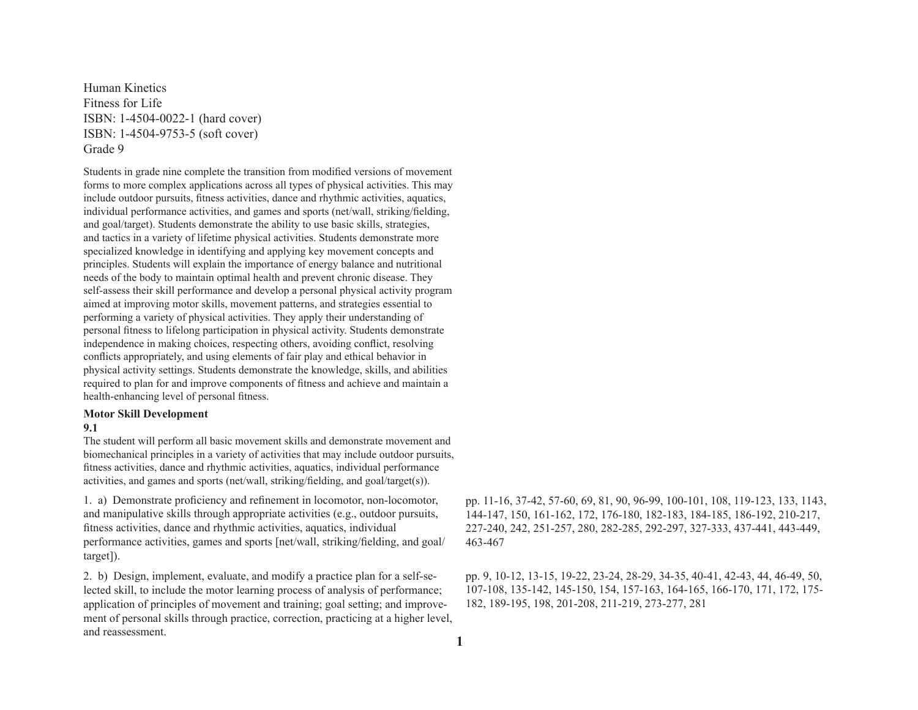Human Kinetics
Fitness for Life
ISBN: 1-4504-0022-1 (hard cover)
ISBN: 1-4504-9753-5 (soft cover)
Grade 9

Students in grade nine complete the transition from modified versions of movement forms to more complex applications across all types of physical activities. This may include outdoor pursuits, fitness activities, dance and rhythmic activities, aquatics, individual performance activities, and games and sports (net/wall, striking/fielding, and goal/target). Students demonstrate the ability to use basic skills, strategies, and tactics in a variety of lifetime physical activities. Students demonstrate more specialized knowledge in identifying and applying key movement concepts and principles. Students will explain the importance of energy balance and nutritional needs of the body to maintain optimal health and prevent chronic disease. They self-assess their skill performance and develop a personal physical activity program aimed at improving motor skills, movement patterns, and strategies essential to performing a variety of physical activities. They apply their understanding of personal fitness to lifelong participation in physical activity. Students demonstrate independence in making choices, respecting others, avoiding conflict, resolving conflicts appropriately, and using elements of fair play and ethical behavior in physical activity settings. Students demonstrate the knowledge, skills, and abilities required to plan for and improve components of fitness and achieve and maintain a health-enhancing level of personal fitness.

**Motor Skill Development**

**9.1**

The student will perform all basic movement skills and demonstrate movement and biomechanical principles in a variety of activities that may include outdoor pursuits, fitness activities, dance and rhythmic activities, aquatics, individual performance activities, and games and sports (net/wall, striking/fielding, and goal/target(s)).

| Standard | Pages |
| --- | --- |
| 1. a) Demonstrate proficiency and refinement in locomotor, non-locomotor, and manipulative skills through appropriate activities (e.g., outdoor pursuits, fitness activities, dance and rhythmic activities, aquatics, individual performance activities, games and sports [net/wall, striking/fielding, and goal/target]). | pp. 11-16, 37-42, 57-60, 69, 81, 90, 96-99, 100-101, 108, 119-123, 133, 1143, 144-147, 150, 161-162, 172, 176-180, 182-183, 184-185, 186-192, 210-217, 227-240, 242, 251-257, 280, 282-285, 292-297, 327-333, 437-441, 443-449, 463-467 |
| 2. b) Design, implement, evaluate, and modify a practice plan for a self-selected skill, to include the motor learning process of analysis of performance; application of principles of movement and training; goal setting; and improvement of personal skills through practice, correction, practicing at a higher level, and reassessment. | pp. 9, 10-12, 13-15, 19-22, 23-24, 28-29, 34-35, 40-41, 42-43, 44, 46-49, 50, 107-108, 135-142, 145-150, 154, 157-163, 164-165, 166-170, 171, 172, 175-182, 189-195, 198, 201-208, 211-219, 273-277, 281 |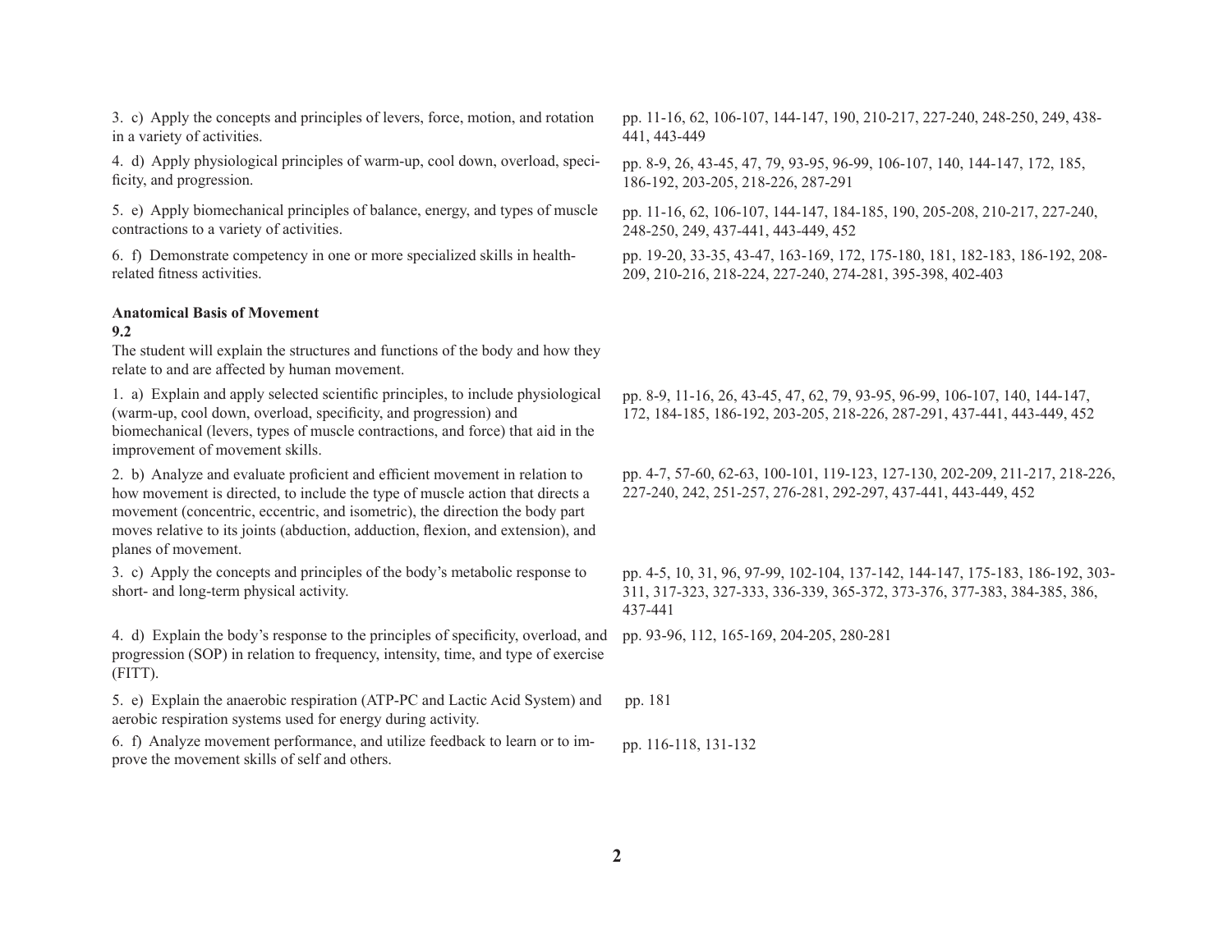| Standard | Pages |
|---|---|
| 3. c) Apply the concepts and principles of levers, force, motion, and rotation in a variety of activities. | pp. 11-16, 62, 106-107, 144-147, 190, 210-217, 227-240, 248-250, 249, 438-441, 443-449 |
| 4. d) Apply physiological principles of warm-up, cool down, overload, specificity, and progression. | pp. 8-9, 26, 43-45, 47, 79, 93-95, 96-99, 106-107, 140, 144-147, 172, 185, 186-192, 203-205, 218-226, 287-291 |
| 5. e) Apply biomechanical principles of balance, energy, and types of muscle contractions to a variety of activities. | pp. 11-16, 62, 106-107, 144-147, 184-185, 190, 205-208, 210-217, 227-240, 248-250, 249, 437-441, 443-449, 452 |
| 6. f) Demonstrate competency in one or more specialized skills in health-related fitness activities. | pp. 19-20, 33-35, 43-47, 163-169, 172, 175-180, 181, 182-183, 186-192, 208-209, 210-216, 218-224, 227-240, 274-281, 395-398, 402-403 |

**Anatomical Basis of Movement**

**9.2**

The student will explain the structures and functions of the body and how they relate to and are affected by human movement.

| Standard | Pages |
|---|---|
| 1. a) Explain and apply selected scientific principles, to include physiological (warm-up, cool down, overload, specificity, and progression) and biomechanical (levers, types of muscle contractions, and force) that aid in the improvement of movement skills. | pp. 8-9, 11-16, 26, 43-45, 47, 62, 79, 93-95, 96-99, 106-107, 140, 144-147, 172, 184-185, 186-192, 203-205, 218-226, 287-291, 437-441, 443-449, 452 |
| 2. b) Analyze and evaluate proficient and efficient movement in relation to how movement is directed, to include the type of muscle action that directs a movement (concentric, eccentric, and isometric), the direction the body part moves relative to its joints (abduction, adduction, flexion, and extension), and planes of movement. | pp. 4-7, 57-60, 62-63, 100-101, 119-123, 127-130, 202-209, 211-217, 218-226, 227-240, 242, 251-257, 276-281, 292-297, 437-441, 443-449, 452 |
| 3. c) Apply the concepts and principles of the body's metabolic response to short- and long-term physical activity. | pp. 4-5, 10, 31, 96, 97-99, 102-104, 137-142, 144-147, 175-183, 186-192, 303-311, 317-323, 327-333, 336-339, 365-372, 373-376, 377-383, 384-385, 386, 437-441 |
| 4. d) Explain the body's response to the principles of specificity, overload, and progression (SOP) in relation to frequency, intensity, time, and type of exercise (FITT). | pp. 93-96, 112, 165-169, 204-205, 280-281 |
| 5. e) Explain the anaerobic respiration (ATP-PC and Lactic Acid System) and aerobic respiration systems used for energy during activity. | pp. 181 |
| 6. f) Analyze movement performance, and utilize feedback to learn or to improve the movement skills of self and others. | pp. 116-118, 131-132 |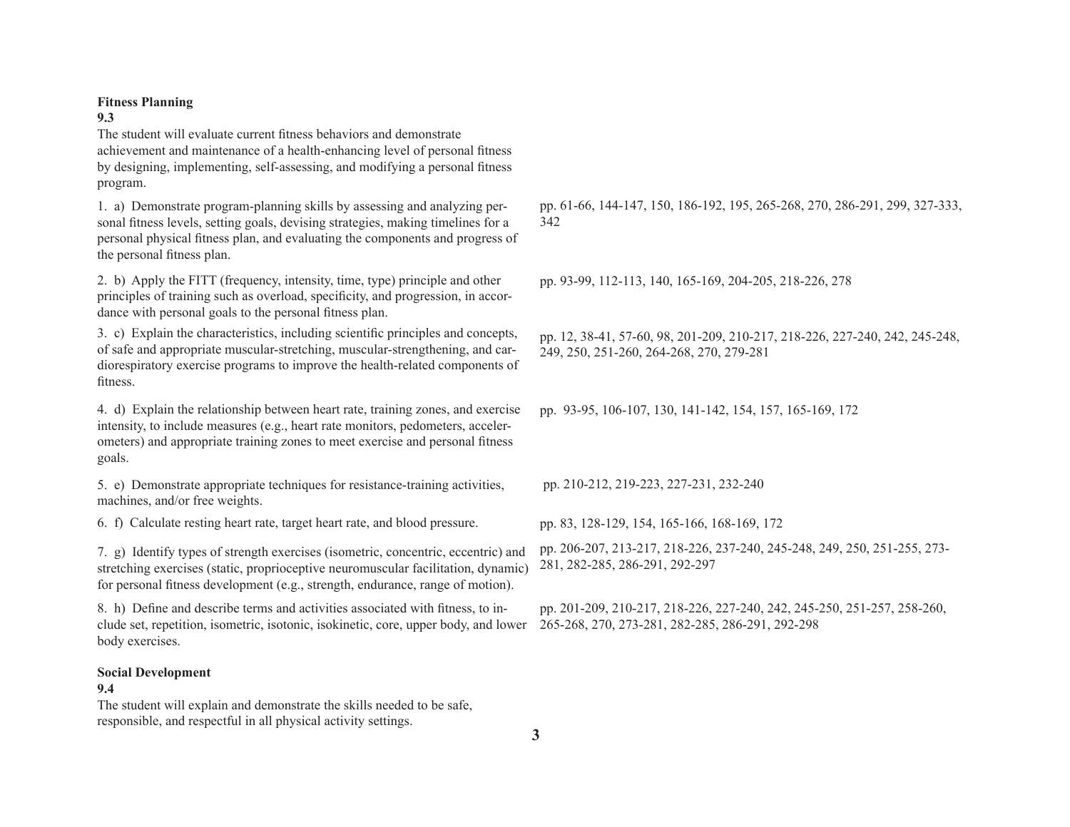**Fitness Planning**

**9.3**

The student will evaluate current fitness behaviors and demonstrate achievement and maintenance of a health-enhancing level of personal fitness by designing, implementing, self-assessing, and modifying a personal fitness program.

| | |
|---|---|
| 1. a) Demonstrate program-planning skills by assessing and analyzing personal fitness levels, setting goals, devising strategies, making timelines for a personal physical fitness plan, and evaluating the components and progress of the personal fitness plan. | pp. 61-66, 144-147, 150, 186-192, 195, 265-268, 270, 286-291, 299, 327-333, 342 |
| 2. b) Apply the FITT (frequency, intensity, time, type) principle and other principles of training such as overload, specificity, and progression, in accordance with personal goals to the personal fitness plan. | pp. 93-99, 112-113, 140, 165-169, 204-205, 218-226, 278 |
| 3. c) Explain the characteristics, including scientific principles and concepts, of safe and appropriate muscular-stretching, muscular-strengthening, and cardiorespiratory exercise programs to improve the health-related components of fitness. | pp. 12, 38-41, 57-60, 98, 201-209, 210-217, 218-226, 227-240, 242, 245-248, 249, 250, 251-260, 264-268, 270, 279-281 |
| 4. d) Explain the relationship between heart rate, training zones, and exercise intensity, to include measures (e.g., heart rate monitors, pedometers, accelerometers) and appropriate training zones to meet exercise and personal fitness goals. | pp. 93-95, 106-107, 130, 141-142, 154, 157, 165-169, 172 |
| 5. e) Demonstrate appropriate techniques for resistance-training activities, machines, and/or free weights. | pp. 210-212, 219-223, 227-231, 232-240 |
| 6. f) Calculate resting heart rate, target heart rate, and blood pressure. | pp. 83, 128-129, 154, 165-166, 168-169, 172 |
| 7. g) Identify types of strength exercises (isometric, concentric, eccentric) and stretching exercises (static, proprioceptive neuromuscular facilitation, dynamic) for personal fitness development (e.g., strength, endurance, range of motion). | pp. 206-207, 213-217, 218-226, 237-240, 245-248, 249, 250, 251-255, 273-281, 282-285, 286-291, 292-297 |
| 8. h) Define and describe terms and activities associated with fitness, to include set, repetition, isometric, isotonic, isokinetic, core, upper body, and lower body exercises. | pp. 201-209, 210-217, 218-226, 227-240, 242, 245-250, 251-257, 258-260, 265-268, 270, 273-281, 282-285, 286-291, 292-298 |

**Social Development**

**9.4**

The student will explain and demonstrate the skills needed to be safe, responsible, and respectful in all physical activity settings.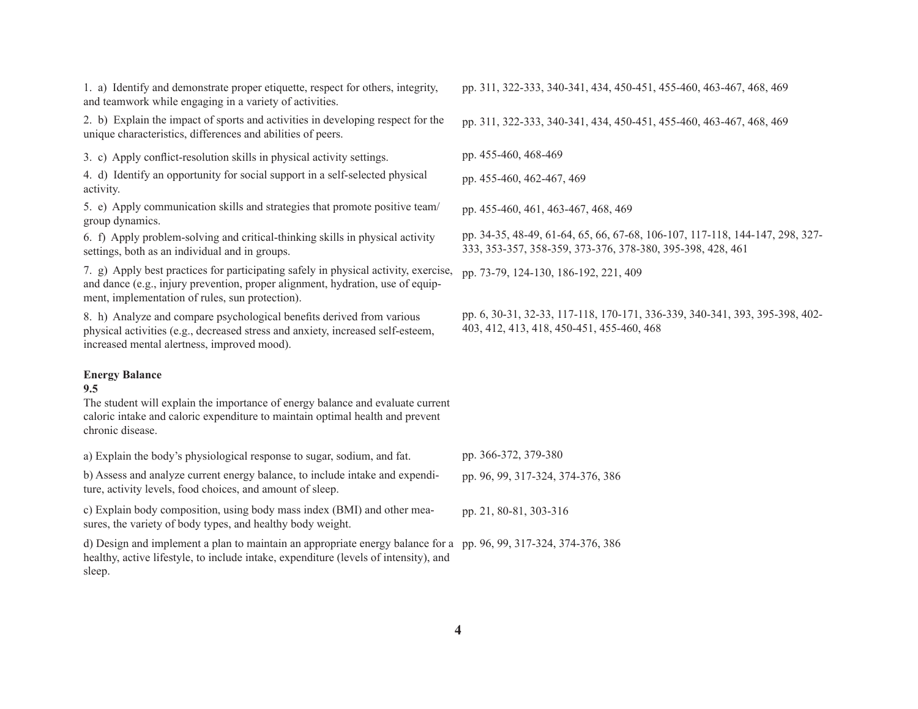| | |
|---|---|
| 1. a) Identify and demonstrate proper etiquette, respect for others, integrity, and teamwork while engaging in a variety of activities. | pp. 311, 322-333, 340-341, 434, 450-451, 455-460, 463-467, 468, 469 |
| 2. b) Explain the impact of sports and activities in developing respect for the unique characteristics, differences and abilities of peers. | pp. 311, 322-333, 340-341, 434, 450-451, 455-460, 463-467, 468, 469 |
| 3. c) Apply conflict-resolution skills in physical activity settings. | pp. 455-460, 468-469 |
| 4. d) Identify an opportunity for social support in a self-selected physical activity. | pp. 455-460, 462-467, 469 |
| 5. e) Apply communication skills and strategies that promote positive team/group dynamics. | pp. 455-460, 461, 463-467, 468, 469 |
| 6. f) Apply problem-solving and critical-thinking skills in physical activity settings, both as an individual and in groups. | pp. 34-35, 48-49, 61-64, 65, 66, 67-68, 106-107, 117-118, 144-147, 298, 327-333, 353-357, 358-359, 373-376, 378-380, 395-398, 428, 461 |
| 7. g) Apply best practices for participating safely in physical activity, exercise, and dance (e.g., injury prevention, proper alignment, hydration, use of equipment, implementation of rules, sun protection). | pp. 73-79, 124-130, 186-192, 221, 409 |
| 8. h) Analyze and compare psychological benefits derived from various physical activities (e.g., decreased stress and anxiety, increased self-esteem, increased mental alertness, improved mood). | pp. 6, 30-31, 32-33, 117-118, 170-171, 336-339, 340-341, 393, 395-398, 402-403, 412, 413, 418, 450-451, 455-460, 468 |

**Energy Balance**

**9.5**

The student will explain the importance of energy balance and evaluate current caloric intake and caloric expenditure to maintain optimal health and prevent chronic disease.

| | |
|---|---|
| a) Explain the body's physiological response to sugar, sodium, and fat. | pp. 366-372, 379-380 |
| b) Assess and analyze current energy balance, to include intake and expenditure, activity levels, food choices, and amount of sleep. | pp. 96, 99, 317-324, 374-376, 386 |
| c) Explain body composition, using body mass index (BMI) and other measures, the variety of body types, and healthy body weight. | pp. 21, 80-81, 303-316 |
| d) Design and implement a plan to maintain an appropriate energy balance for a healthy, active lifestyle, to include intake, expenditure (levels of intensity), and sleep. | pp. 96, 99, 317-324, 374-376, 386 |